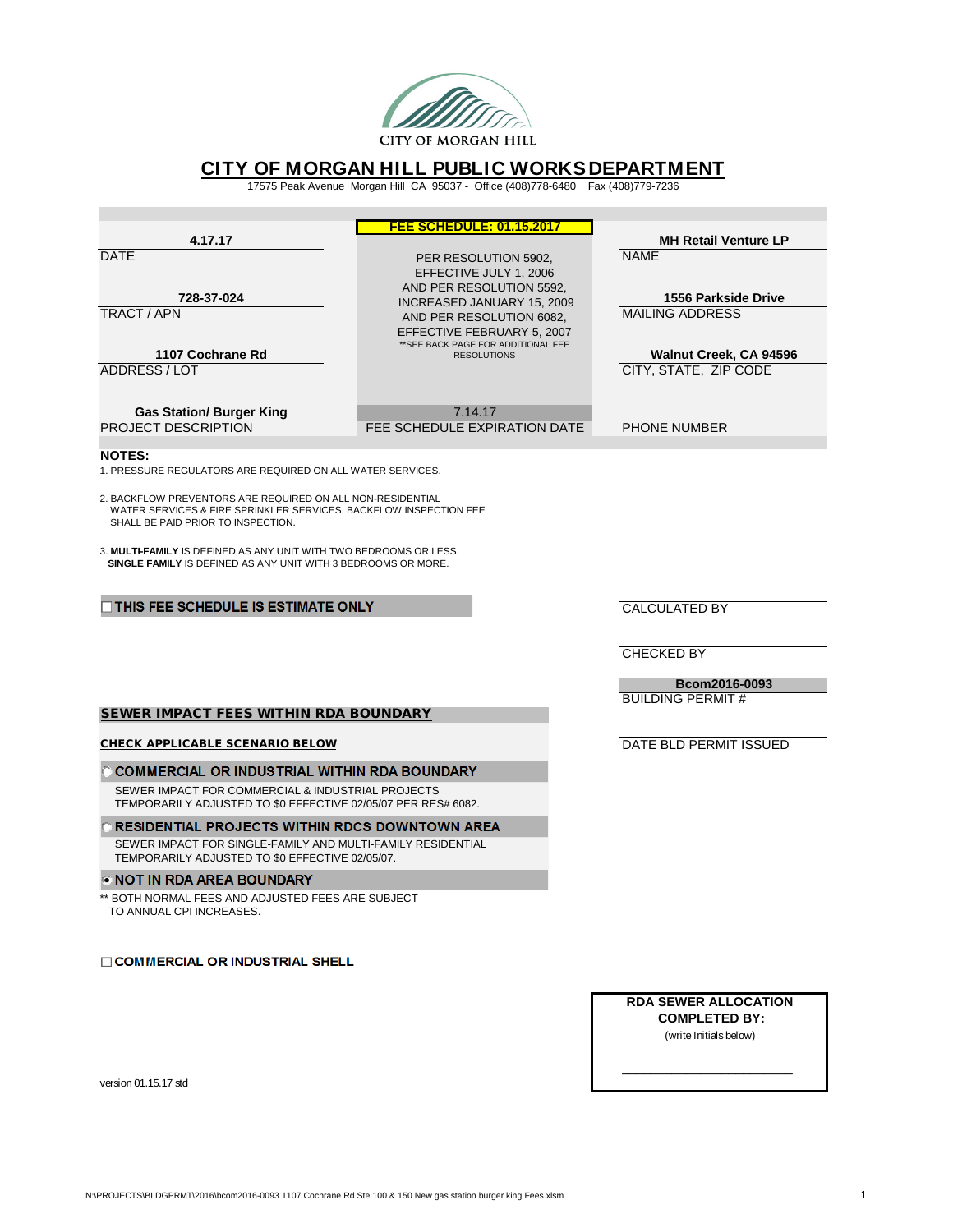CITY OF MORGAN HILL

# CITY OF MORGAN HILL PUBLIC WORKS DEPARTMENT

17575 Peak Avenue Morgan Hill CA 95037 - Office (408)778-6480 Fax (408)779-7236

| | **FEE SCHEDULE: 01.15.2017** | |
|---|---|---|
| **4.17.17** | | **MH Retail Venture LP** |
| DATE | PER RESOLUTION 5902, EFFECTIVE JULY 1, 2006 AND PER RESOLUTION 5592, INCREASED JANUARY 15, 2009 AND PER RESOLUTION 6082, EFFECTIVE FEBRUARY 5, 2007 **SEE BACK PAGE FOR ADDITIONAL FEE RESOLUTIONS | NAME |
| **728-37-024** | | **1556 Parkside Drive** |
| TRACT / APN | | MAILING ADDRESS |
| **1107 Cochrane Rd** | | **Walnut Creek, CA 94596** |
| ADDRESS / LOT | | CITY, STATE, ZIP CODE |
| **Gas Station/ Burger King** | 7.14.17 | |
| PROJECT DESCRIPTION | FEE SCHEDULE EXPIRATION DATE | PHONE NUMBER |

**NOTES:**

1. PRESSURE REGULATORS ARE REQUIRED ON ALL WATER SERVICES.
2. BACKFLOW PREVENTORS ARE REQUIRED ON ALL NON-RESIDENTIAL WATER SERVICES & FIRE SPRINKLER SERVICES. BACKFLOW INSPECTION FEE SHALL BE PAID PRIOR TO INSPECTION.
3. **MULTI-FAMILY** IS DEFINED AS ANY UNIT WITH TWO BEDROOMS OR LESS. **SINGLE FAMILY** IS DEFINED AS ANY UNIT WITH 3 BEDROOMS OR MORE.

☐ **THIS FEE SCHEDULE IS ESTIMATE ONLY**

CALCULATED BY

CHECKED BY

**Bcom2016-0093**
BUILDING PERMIT #

DATE BLD PERMIT ISSUED

## SEWER IMPACT FEES WITHIN RDA BOUNDARY

**CHECK APPLICABLE SCENARIO BELOW**

○ **COMMERCIAL OR INDUSTRIAL WITHIN RDA BOUNDARY**

SEWER IMPACT FOR COMMERCIAL & INDUSTRIAL PROJECTS TEMPORARILY ADJUSTED TO $0 EFFECTIVE 02/05/07 PER RES# 6082.

○ **RESIDENTIAL PROJECTS WITHIN RDCS DOWNTOWN AREA**

SEWER IMPACT FOR SINGLE-FAMILY AND MULTI-FAMILY RESIDENTIAL TEMPORARILY ADJUSTED TO $0 EFFECTIVE 02/05/07.

◉ **NOT IN RDA AREA BOUNDARY**

** BOTH NORMAL FEES AND ADJUSTED FEES ARE SUBJECT TO ANNUAL CPI INCREASES.

☐ **COMMERCIAL OR INDUSTRIAL SHELL**

**RDA SEWER ALLOCATION COMPLETED BY:**
(write Initials below)

______________________

version 01.15.17 std

N:\PROJECTS\BLDGPRMT\2016\bcom2016-0093 1107 Cochrane Rd Ste 100 & 150 New gas station burger king Fees.xlsm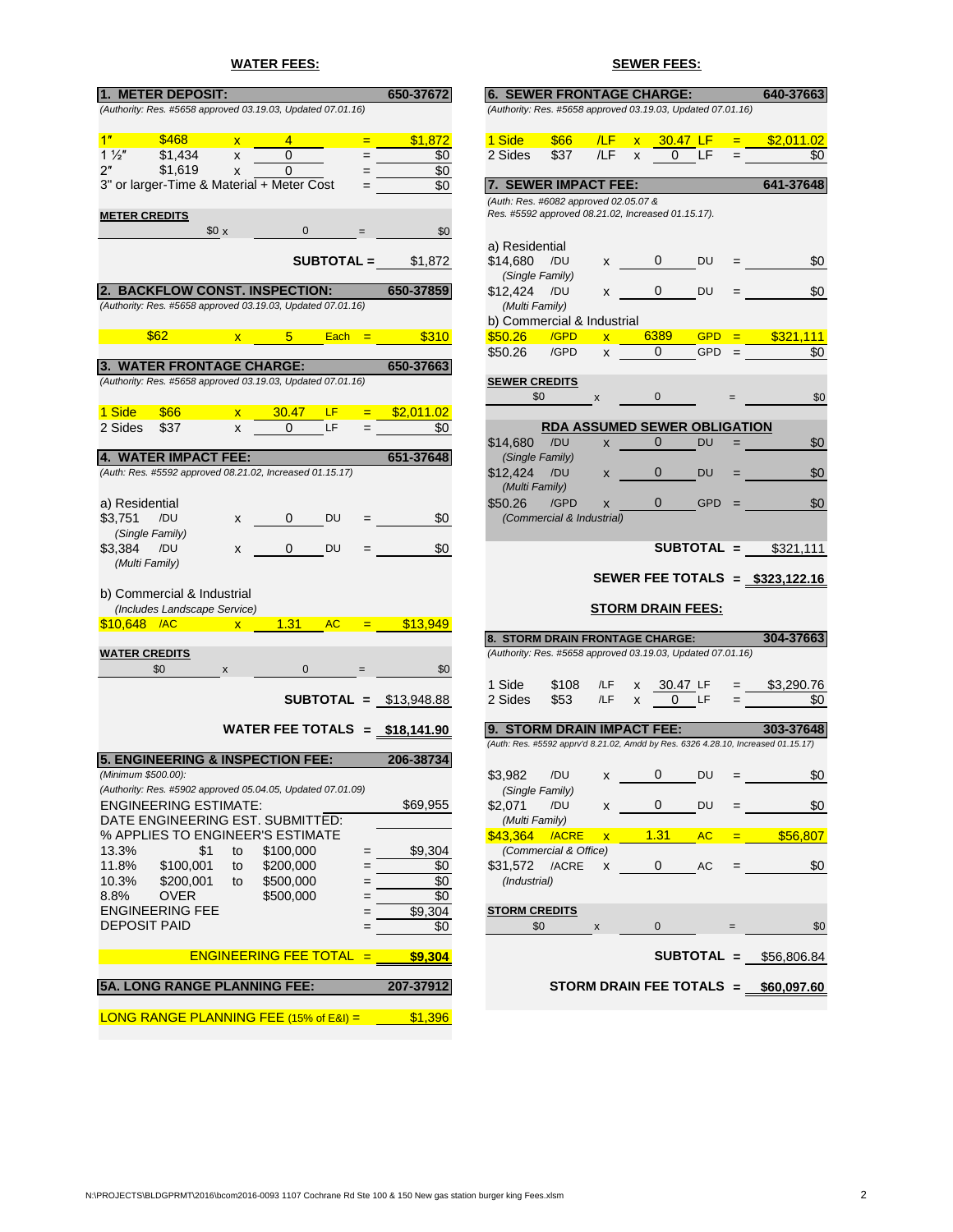## WATER FEES:

### 1. METER DEPOSIT: 650-37672

*(Authority: Res. #5658 approved 03.19.03, Updated 07.01.16)*

| Size | Rate | | Qty | | Amount |
|---|---|---|---|---|---|
| 1" | $468 | x | 4 | = | $1,872 |
| 1 ½" | $1,434 | x | 0 | = | $0 |
| 2" | $1,619 | x | 0 | = | $0 |
| 3" or larger-Time & Material + Meter Cost | | | | = | $0 |

**METER CREDITS**

| | | | | |
|---|---|---|---|---|
| $0 | x | 0 | = | $0 |

**SUBTOTAL =** $1,872

### 2. BACKFLOW CONST. INSPECTION: 650-37859

*(Authority: Res. #5658 approved 03.19.03, Updated 07.01.16)*

| Rate | | Qty | | | Amount |
|---|---|---|---|---|---|
| $62 | x | 5 | Each | = | $310 |

### 3. WATER FRONTAGE CHARGE: 650-37663

*(Authority: Res. #5658 approved 03.19.03, Updated 07.01.16)*

| | Rate | | Qty | | | Amount |
|---|---|---|---|---|---|---|
| 1 Side | $66 | x | 30.47 | LF | = | $2,011.02 |
| 2 Sides | $37 | x | 0 | LF | = | $0 |

### 4. WATER IMPACT FEE: 651-37648

*(Auth: Res. #5592 approved 08.21.02, Increased 01.15.17)*

a) Residential

| Rate | | | Qty | | | Amount |
|---|---|---|---|---|---|---|
| $3,751 /DU *(Single Family)* | | x | 0 | DU | = | $0 |
| $3,384 /DU *(Multi Family)* | | x | 0 | DU | = | $0 |

b) Commercial & Industrial *(Includes Landscape Service)*

| Rate | | | Qty | | | Amount |
|---|---|---|---|---|---|---|
| $10,648 | /AC | x | 1.31 | AC | = | $13,949 |

**WATER CREDITS**

| | | | | |
|---|---|---|---|---|
| $0 | x | 0 | = | $0 |

**SUBTOTAL =** $13,948.88

**WATER FEE TOTALS =** **$18,141.90**

### 5. ENGINEERING & INSPECTION FEE: 206-38734

*(Minimum $500.00):*

*(Authority: Res. #5902 approved 05.04.05, Updated 07.01.09)*

| | | | | | |
|---|---|---|---|---|---|
| ENGINEERING ESTIMATE: | | | | | $69,955 |
| DATE ENGINEERING EST. SUBMITTED: | | | | | |
| % APPLIES TO ENGINEER'S ESTIMATE | | | | | |
| 13.3% | $1 | to | $100,000 | = | $9,304 |
| 11.8% | $100,001 | to | $200,000 | = | $0 |
| 10.3% | $200,001 | to | $500,000 | = | $0 |
| 8.8% | OVER | | $500,000 | = | $0 |
| ENGINEERING FEE | | | | = | $9,304 |
| DEPOSIT PAID | | | | = | $0 |

**ENGINEERING FEE TOTAL =** **$9,304**

### 5A. LONG RANGE PLANNING FEE: 207-37912

LONG RANGE PLANNING FEE (15% of E&I) = $1,396

## SEWER FEES:

### 6. SEWER FRONTAGE CHARGE: 640-37663

*(Authority: Res. #5658 approved 03.19.03, Updated 07.01.16)*

| | Rate | | | Qty | | | Amount |
|---|---|---|---|---|---|---|---|
| 1 Side | $66 | /LF | x | 30.47 | LF | = | $2,011.02 |
| 2 Sides | $37 | /LF | x | 0 | LF | = | $0 |

### 7. SEWER IMPACT FEE: 641-37648

*(Auth: Res. #6082 approved 02.05.07 & Res. #5592 approved 08.21.02, Increased 01.15.17).*

a) Residential

| Rate | | | Qty | | | Amount |
|---|---|---|---|---|---|---|
| $14,680 /DU *(Single Family)* | | x | 0 | DU | = | $0 |
| $12,424 /DU *(Multi Family)* | | x | 0 | DU | = | $0 |

b) Commercial & Industrial

| Rate | | | Qty | | | Amount |
|---|---|---|---|---|---|---|
| $50.26 | /GPD | x | 6389 | GPD | = | $321,111 |
| $50.26 | /GPD | x | 0 | GPD | = | $0 |

**SEWER CREDITS**

| | | | | |
|---|---|---|---|---|
| $0 | x | 0 | = | $0 |

**RDA ASSUMED SEWER OBLIGATION**

| Rate | | | Qty | | | Amount |
|---|---|---|---|---|---|---|
| $14,680 /DU *(Single Family)* | | x | 0 | DU | = | $0 |
| $12,424 /DU *(Multi Family)* | | x | 0 | DU | = | $0 |
| $50.26 /GPD *(Commercial & Industrial)* | | x | 0 | GPD | = | $0 |

**SUBTOTAL =** $321,111

**SEWER FEE TOTALS =** **$323,122.16**

## STORM DRAIN FEES:

### 8. STORM DRAIN FRONTAGE CHARGE: 304-37663

*(Authority: Res. #5658 approved 03.19.03, Updated 07.01.16)*

| | Rate | | | Qty | | | Amount |
|---|---|---|---|---|---|---|---|
| 1 Side | $108 | /LF | x | 30.47 | LF | = | $3,290.76 |
| 2 Sides | $53 | /LF | x | 0 | LF | = | $0 |

### 9. STORM DRAIN IMPACT FEE: 303-37648

*(Auth: Res. #5592 apprv'd 8.21.02, Amdd by Res. 6326 4.28.10, Increased 01.15.17)*

| Rate | | | Qty | | | Amount |
|---|---|---|---|---|---|---|
| $3,982 /DU *(Single Family)* | | x | 0 | DU | = | $0 |
| $2,071 /DU *(Multi Family)* | | x | 0 | DU | = | $0 |
| $43,364 /ACRE *(Commercial & Office)* | | x | 1.31 | AC | = | $56,807 |
| $31,572 /ACRE *(Industrial)* | | x | 0 | AC | = | $0 |

**STORM CREDITS**

| | | | | |
|---|---|---|---|---|
| $0 | x | 0 | = | $0 |

**SUBTOTAL =** $56,806.84

**STORM DRAIN FEE TOTALS =** **$60,097.60**

N:\PROJECTS\BLDGPRMT\2016\bcom2016-0093 1107 Cochrane Rd Ste 100 & 150 New gas station burger king Fees.xlsm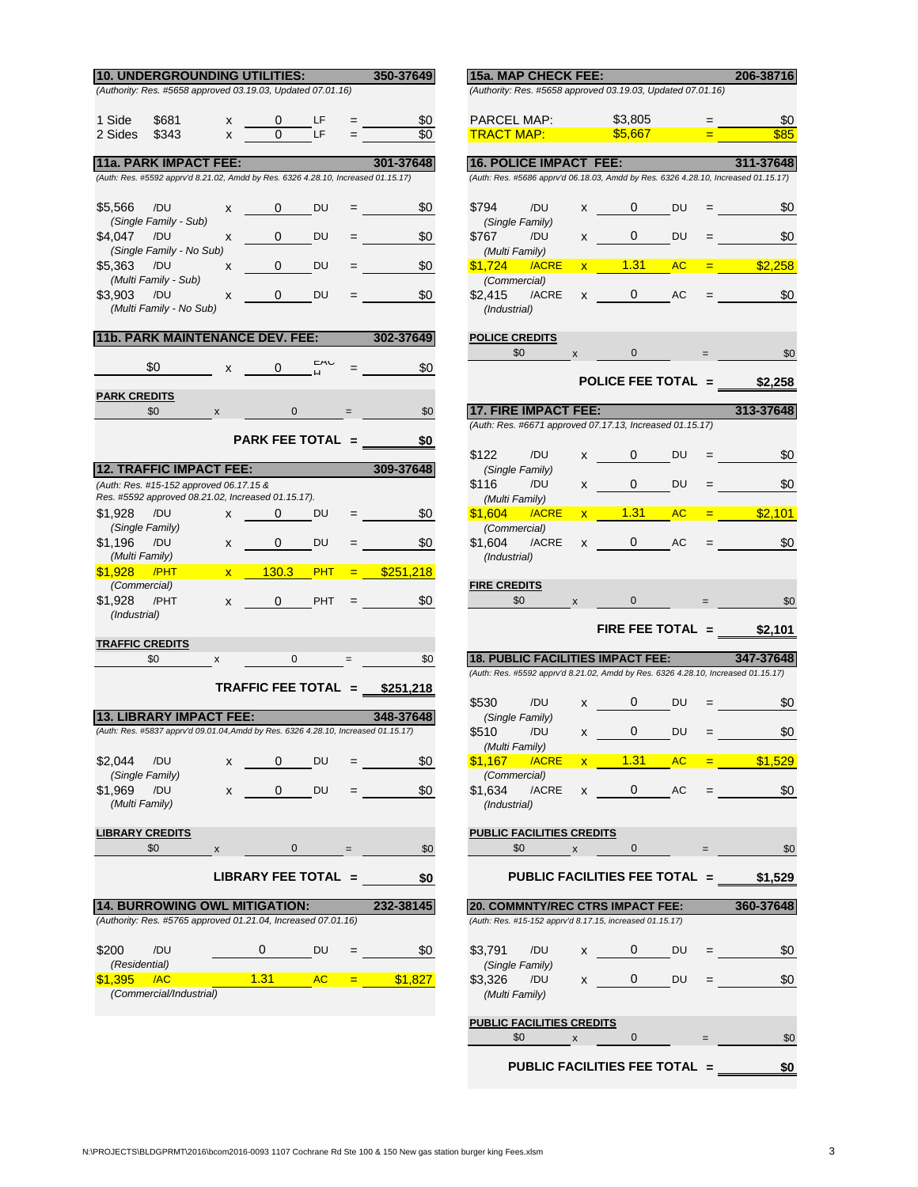## 10. UNDERGROUNDING UTILITIES: 350-37649

*(Authority: Res. #5658 approved 03.19.03, Updated 07.01.16)*

| | Rate | | Qty | Unit | | Amount |
|---|---|---|---|---|---|---|
| 1 Side | $681 | x | 0 | LF | = | $0 |
| 2 Sides | $343 | x | 0 | LF | = | $0 |

## 11a. PARK IMPACT FEE: 301-37648

*(Auth: Res. #5592 apprv'd 8.21.02, Amdd by Res. 6326 4.28.10, Increased 01.15.17)*

| Rate | | | Qty | Unit | | Amount |
|---|---|---|---|---|---|---|
| $5,566 | /DU (*Single Family - Sub*) | x | 0 | DU | = | $0 |
| $4,047 | /DU (*Single Family - No Sub*) | x | 0 | DU | = | $0 |
| $5,363 | /DU (*Multi Family - Sub*) | x | 0 | DU | = | $0 |
| $3,903 | /DU (*Multi Family - No Sub*) | x | 0 | DU | = | $0 |

## 11b. PARK MAINTENANCE DEV. FEE: 302-37649

| Rate | | Qty | Unit | | Amount |
|---|---|---|---|---|---|
| $0 | x | 0 | EACH | = | $0 |

**PARK CREDITS**

| | | | | |
|---|---|---|---|---|
| $0 | x | 0 | = | $0 |

**PARK FEE TOTAL = $0**

## 12. TRAFFIC IMPACT FEE: 309-37648

*(Auth: Res. #15-152 approved 06.17.15 & Res. #5592 approved 08.21.02, Increased 01.15.17).*

| Rate | | | Qty | Unit | | Amount |
|---|---|---|---|---|---|---|
| $1,928 | /DU (*Single Family*) | x | 0 | DU | = | $0 |
| $1,196 | /DU (*Multi Family*) | x | 0 | DU | = | $0 |
| $1,928 | /PHT (*Commercial*) | x | 130.3 | PHT | = | $251,218 |
| $1,928 | /PHT (*Industrial*) | x | 0 | PHT | = | $0 |

**TRAFFIC CREDITS**

| | | | | |
|---|---|---|---|---|
| $0 | x | 0 | = | $0 |

**TRAFFIC FEE TOTAL = $251,218**

## 13. LIBRARY IMPACT FEE: 348-37648

*(Auth: Res. #5837 apprv'd 09.01.04,Amdd by Res. 6326 4.28.10, Increased 01.15.17)*

| Rate | | | Qty | Unit | | Amount |
|---|---|---|---|---|---|---|
| $2,044 | /DU (*Single Family*) | x | 0 | DU | = | $0 |
| $1,969 | /DU (*Multi Family*) | x | 0 | DU | = | $0 |

**LIBRARY CREDITS**

| | | | | |
|---|---|---|---|---|
| $0 | x | 0 | = | $0 |

**LIBRARY FEE TOTAL = $0**

## 14. BURROWING OWL MITIGATION: 232-38145

*(Authority: Res. #5765 approved 01.21.04, Increased 07.01.16)*

| Rate | | Qty | Unit | | Amount |
|---|---|---|---|---|---|
| $200 | /DU (*Residential*) | 0 | DU | = | $0 |
| $1,395 | /AC (*Commercial/Industrial*) | 1.31 | AC | = | $1,827 |

## 15a. MAP CHECK FEE: 206-38716

*(Authority: Res. #5658 approved 03.19.03, Updated 07.01.16)*

| | Rate | | Amount |
|---|---|---|---|
| PARCEL MAP: | $3,805 | = | $0 |
| TRACT MAP: | $5,667 | = | $85 |

## 16. POLICE IMPACT FEE: 311-37648

*(Auth: Res. #5686 apprv'd 06.18.03, Amdd by Res. 6326 4.28.10, Increased 01.15.17)*

| Rate | | | Qty | Unit | | Amount |
|---|---|---|---|---|---|---|
| $794 | /DU (*Single Family*) | x | 0 | DU | = | $0 |
| $767 | /DU (*Multi Family*) | x | 0 | DU | = | $0 |
| $1,724 | /ACRE (*Commercial*) | x | 1.31 | AC | = | $2,258 |
| $2,415 | /ACRE (*Industrial*) | x | 0 | AC | = | $0 |

**POLICE CREDITS**

| | | | | |
|---|---|---|---|---|
| $0 | x | 0 | = | $0 |

**POLICE FEE TOTAL = $2,258**

## 17. FIRE IMPACT FEE: 313-37648

*(Auth: Res. #6671 approved 07.17.13, Increased 01.15.17)*

| Rate | | | Qty | Unit | | Amount |
|---|---|---|---|---|---|---|
| $122 | /DU (*Single Family*) | x | 0 | DU | = | $0 |
| $116 | /DU (*Multi Family*) | x | 0 | DU | = | $0 |
| $1,604 | /ACRE (*Commercial*) | x | 1.31 | AC | = | $2,101 |
| $1,604 | /ACRE (*Industrial*) | x | 0 | AC | = | $0 |

**FIRE CREDITS**

| | | | | |
|---|---|---|---|---|
| $0 | x | 0 | = | $0 |

**FIRE FEE TOTAL = $2,101**

## 18. PUBLIC FACILITIES IMPACT FEE: 347-37648

*(Auth: Res. #5592 apprv'd 8.21.02, Amdd by Res. 6326 4.28.10, Increased 01.15.17)*

| Rate | | | Qty | Unit | | Amount |
|---|---|---|---|---|---|---|
| $530 | /DU (*Single Family*) | x | 0 | DU | = | $0 |
| $510 | /DU (*Multi Family*) | x | 0 | DU | = | $0 |
| $1,167 | /ACRE (*Commercial*) | x | 1.31 | AC | = | $1,529 |
| $1,634 | /ACRE (*Industrial*) | x | 0 | AC | = | $0 |

**PUBLIC FACILITIES CREDITS**

| | | | | |
|---|---|---|---|---|
| $0 | x | 0 | = | $0 |

**PUBLIC FACILITIES FEE TOTAL = $1,529**

## 20. COMMNTY/REC CTRS IMPACT FEE: 360-37648

*(Auth: Res. #15-152 apprv'd 8.17.15, increased 01.15.17)*

| Rate | | | Qty | Unit | | Amount |
|---|---|---|---|---|---|---|
| $3,791 | /DU (*Single Family*) | x | 0 | DU | = | $0 |
| $3,326 | /DU (*Multi Family*) | x | 0 | DU | = | $0 |

**PUBLIC FACILITIES CREDITS**

| | | | | |
|---|---|---|---|---|
| $0 | x | 0 | = | $0 |

**PUBLIC FACILITIES FEE TOTAL = $0**

N:\PROJECTS\BLDGPRMT\2016\bcom2016-0093 1107 Cochrane Rd Ste 100 & 150 New gas station burger king Fees.xlsm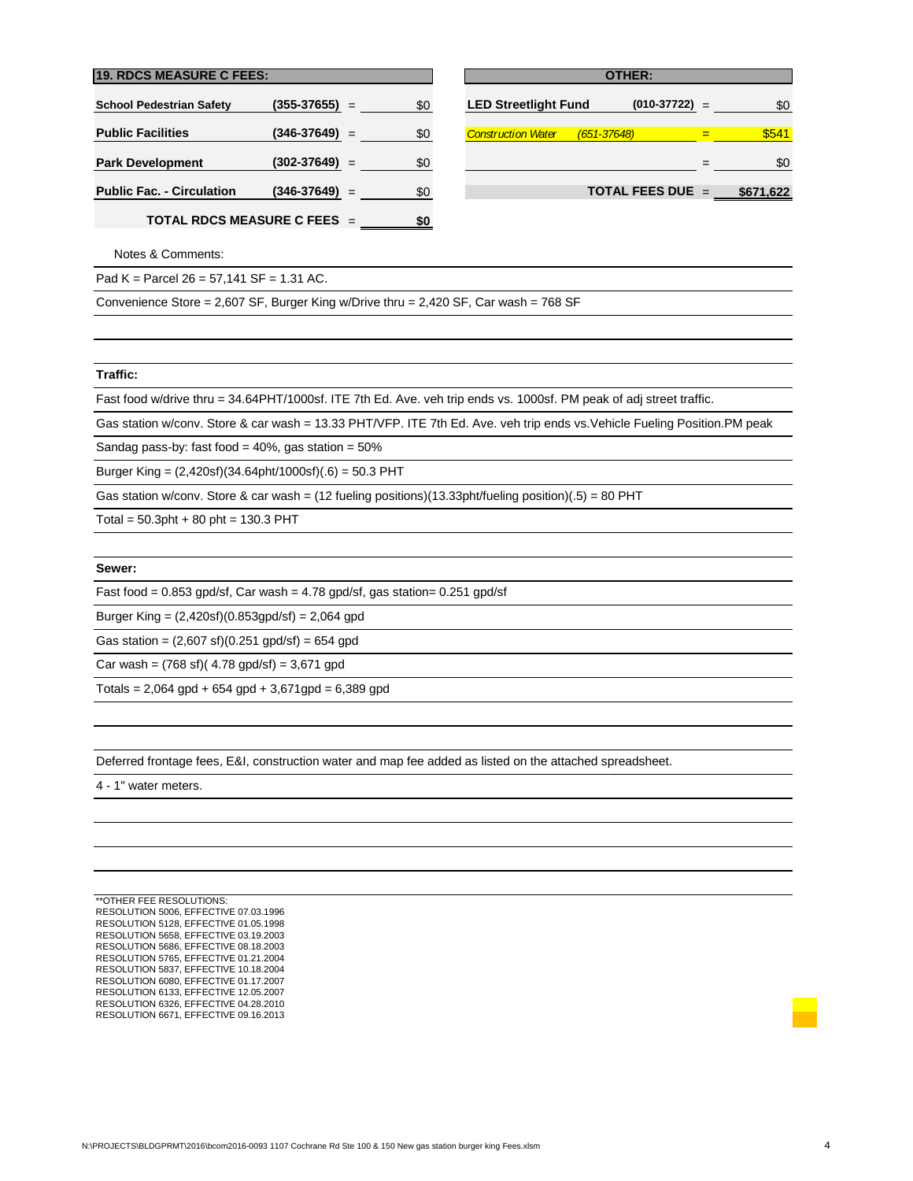| 19. RDCS MEASURE C FEES: | | | |
|---|---|---|---|
| School Pedestrian Safety | (355-37655) | = | $0 |
| Public Facilities | (346-37649) | = | $0 |
| Park Development | (302-37649) | = | $0 |
| Public Fac. - Circulation | (346-37649) | = | $0 |
| TOTAL RDCS MEASURE C FEES | | = | $0 |

| OTHER: | | | |
|---|---|---|---|
| LED Streetlight Fund | (010-37722) | = | $0 |
| *Construction Water* | *(651-37648)* | = | $541 |
| | | = | $0 |
| TOTAL FEES DUE | | = | $671,622 |

Notes & Comments:

Pad K = Parcel 26 = 57,141 SF = 1.31 AC.

Convenience Store = 2,607 SF, Burger King w/Drive thru = 2,420 SF, Car wash = 768 SF

**Traffic:**

Fast food w/drive thru = 34.64PHT/1000sf. ITE 7th Ed. Ave. veh trip ends vs. 1000sf. PM peak of adj street traffic.

Gas station w/conv. Store & car wash = 13.33 PHT/VFP. ITE 7th Ed. Ave. veh trip ends vs.Vehicle Fueling Position.PM peak

Sandag pass-by: fast food = 40%, gas station = 50%

Burger King = (2,420sf)(34.64pht/1000sf)(.6) = 50.3 PHT

Gas station w/conv. Store & car wash = (12 fueling positions)(13.33pht/fueling position)(.5) = 80 PHT

Total = 50.3pht + 80 pht = 130.3 PHT

**Sewer:**

Fast food = 0.853 gpd/sf, Car wash = 4.78 gpd/sf, gas station= 0.251 gpd/sf

Burger King = (2,420sf)(0.853gpd/sf) = 2,064 gpd

Gas station = (2,607 sf)(0.251 gpd/sf) = 654 gpd

Car wash = (768 sf)( 4.78 gpd/sf) = 3,671 gpd

Totals = 2,064 gpd + 654 gpd + 3,671gpd = 6,389 gpd

Deferred frontage fees, E&I, construction water and map fee added as listed on the attached spreadsheet.

4 - 1" water meters.

**OTHER FEE RESOLUTIONS:
RESOLUTION 5006, EFFECTIVE 07.03.1996
RESOLUTION 5128, EFFECTIVE 01.05.1998
RESOLUTION 5658, EFFECTIVE 03.19.2003
RESOLUTION 5686, EFFECTIVE 08.18.2003
RESOLUTION 5765, EFFECTIVE 01.21.2004
RESOLUTION 5837, EFFECTIVE 10.18.2004
RESOLUTION 6080, EFFECTIVE 01.17.2007
RESOLUTION 6133, EFFECTIVE 12.05.2007
RESOLUTION 6326, EFFECTIVE 04.28.2010
RESOLUTION 6671, EFFECTIVE 09.16.2013

N:\PROJECTS\BLDGPRMT\2016\bcom2016-0093 1107 Cochrane Rd Ste 100 & 150 New gas station burger king Fees.xlsm